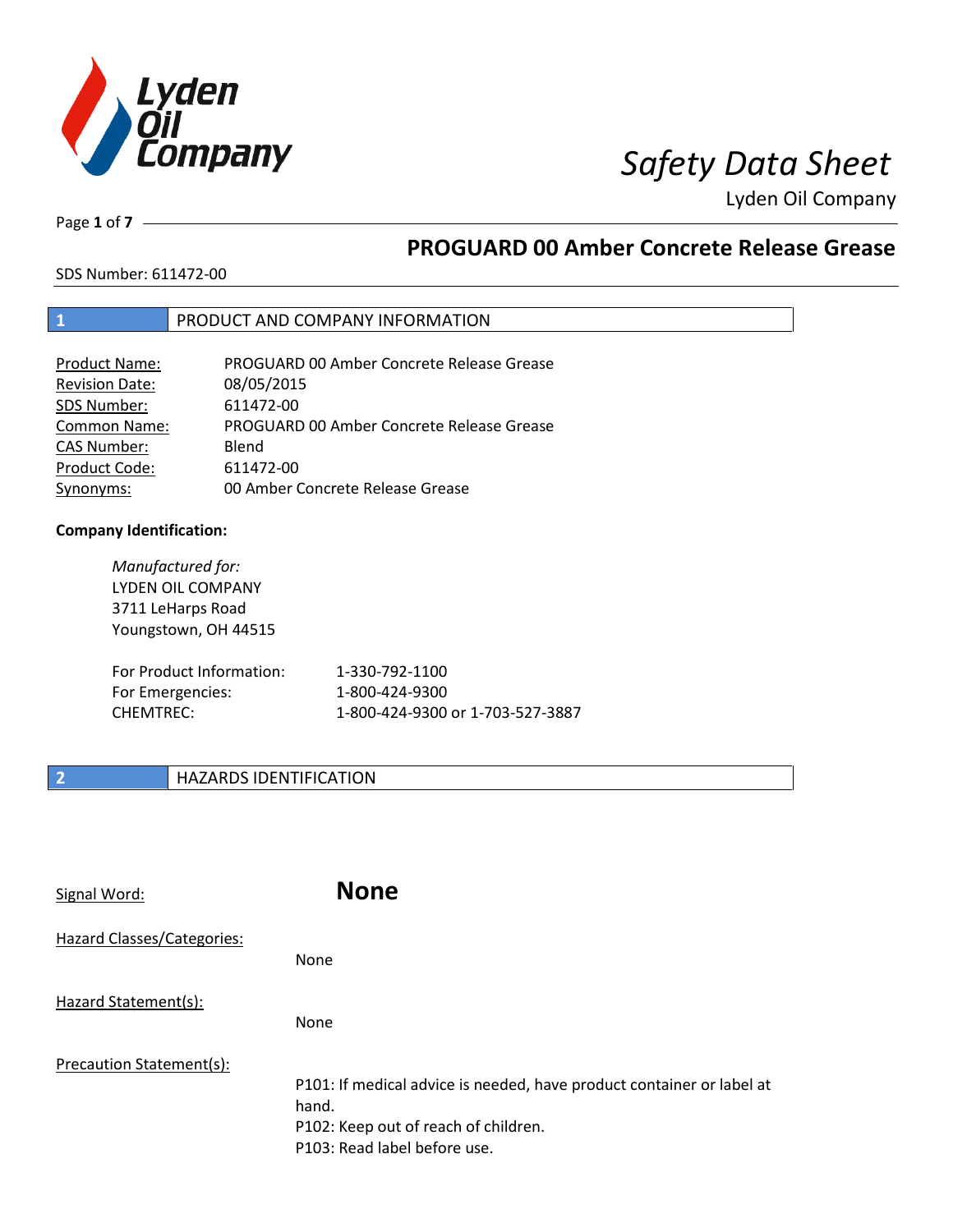# Safety Data Sheet

Lyden Oil Company

## PROGUARD 00 Amber Concrete Release Grease

SDS Number: 611472-00

## 1 PRODUCT AND COMPANY INFORMATION

| | |
|---|---|
| Product Name: | PROGUARD 00 Amber Concrete Release Grease |
| Revision Date: | 08/05/2015 |
| SDS Number: | 611472-00 |
| Common Name: | PROGUARD 00 Amber Concrete Release Grease |
| CAS Number: | Blend |
| Product Code: | 611472-00 |
| Synonyms: | 00 Amber Concrete Release Grease |

**Company Identification:**

*Manufactured for:*
LYDEN OIL COMPANY
3711 LeHarps Road
Youngstown, OH 44515

| | |
|---|---|
| For Product Information: | 1-330-792-1100 |
| For Emergencies: | 1-800-424-9300 |
| CHEMTREC: | 1-800-424-9300 or 1-703-527-3887 |

## 2 HAZARDS IDENTIFICATION

Signal Word: **None**

Hazard Classes/Categories:

None

Hazard Statement(s):

None

Precaution Statement(s):

P101: If medical advice is needed, have product container or label at hand.
P102: Keep out of reach of children.
P103: Read label before use.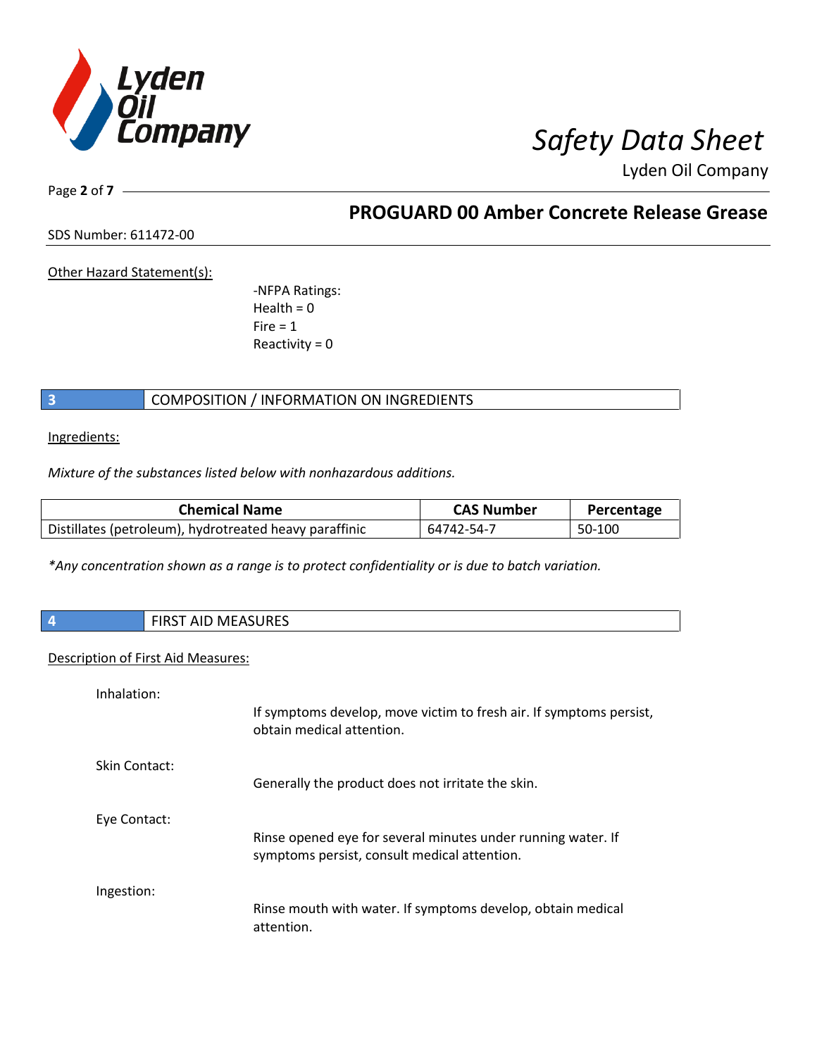Other Hazard Statement(s):

-NFPA Ratings:
Health = 0
Fire = 1
Reactivity = 0

## 3 COMPOSITION / INFORMATION ON INGREDIENTS

Ingredients:

*Mixture of the substances listed below with nonhazardous additions.*

| Chemical Name | CAS Number | Percentage |
|---|---|---|
| Distillates (petroleum), hydrotreated heavy paraffinic | 64742-54-7 | 50-100 |

*\*Any concentration shown as a range is to protect confidentiality or is due to batch variation.*

## 4 FIRST AID MEASURES

Description of First Aid Measures:

Inhalation:
If symptoms develop, move victim to fresh air. If symptoms persist, obtain medical attention.

Skin Contact:
Generally the product does not irritate the skin.

Eye Contact:
Rinse opened eye for several minutes under running water. If symptoms persist, consult medical attention.

Ingestion:
Rinse mouth with water. If symptoms develop, obtain medical attention.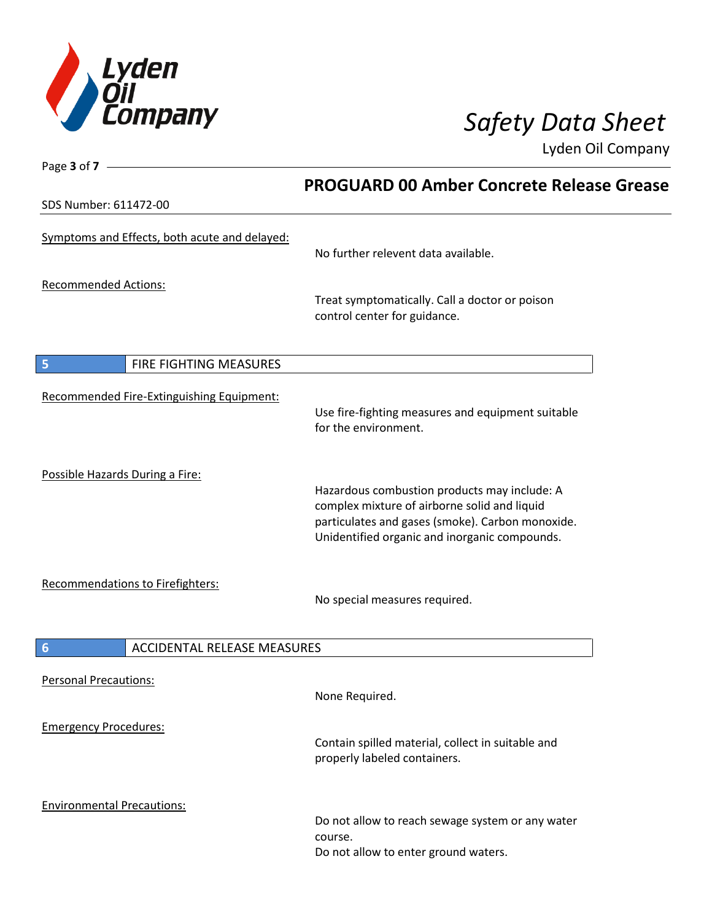Symptoms and Effects, both acute and delayed:

No further relevent data available.

Recommended Actions:

Treat symptomatically. Call a doctor or poison control center for guidance.

## 5 FIRE FIGHTING MEASURES

Recommended Fire-Extinguishing Equipment:

Use fire-fighting measures and equipment suitable for the environment.

Possible Hazards During a Fire:

Hazardous combustion products may include: A complex mixture of airborne solid and liquid particulates and gases (smoke). Carbon monoxide. Unidentified organic and inorganic compounds.

Recommendations to Firefighters:

No special measures required.

## 6 ACCIDENTAL RELEASE MEASURES

Personal Precautions:

None Required.

Emergency Procedures:

Contain spilled material, collect in suitable and properly labeled containers.

Environmental Precautions:

Do not allow to reach sewage system or any water course.
Do not allow to enter ground waters.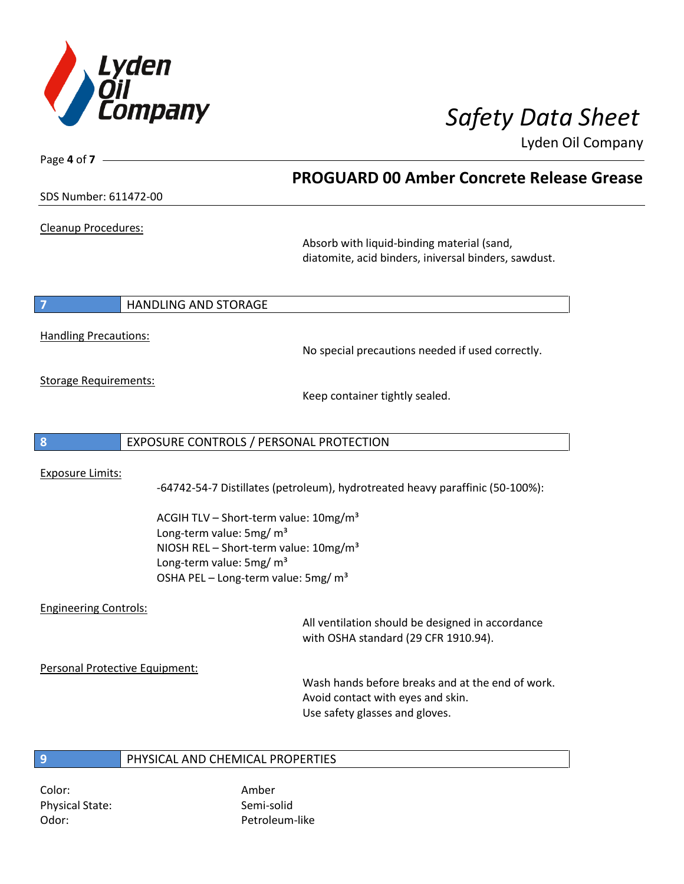Cleanup Procedures:

Absorb with liquid-binding material (sand, diatomite, acid binders, iniversal binders, sawdust.

## 7 HANDLING AND STORAGE

Handling Precautions:

No special precautions needed if used correctly.

Storage Requirements:

Keep container tightly sealed.

## 8 EXPOSURE CONTROLS / PERSONAL PROTECTION

Exposure Limits:

-64742-54-7 Distillates (petroleum), hydrotreated heavy paraffinic (50-100%):

ACGIH TLV – Short-term value: 10mg/m³
Long-term value: 5mg/ m³
NIOSH REL – Short-term value: 10mg/m³
Long-term value: 5mg/ m³
OSHA PEL – Long-term value: 5mg/ m³

Engineering Controls:

All ventilation should be designed in accordance with OSHA standard (29 CFR 1910.94).

Personal Protective Equipment:

Wash hands before breaks and at the end of work.
Avoid contact with eyes and skin.
Use safety glasses and gloves.

## 9 PHYSICAL AND CHEMICAL PROPERTIES

| | |
|---|---|
| Color: | Amber |
| Physical State: | Semi-solid |
| Odor: | Petroleum-like |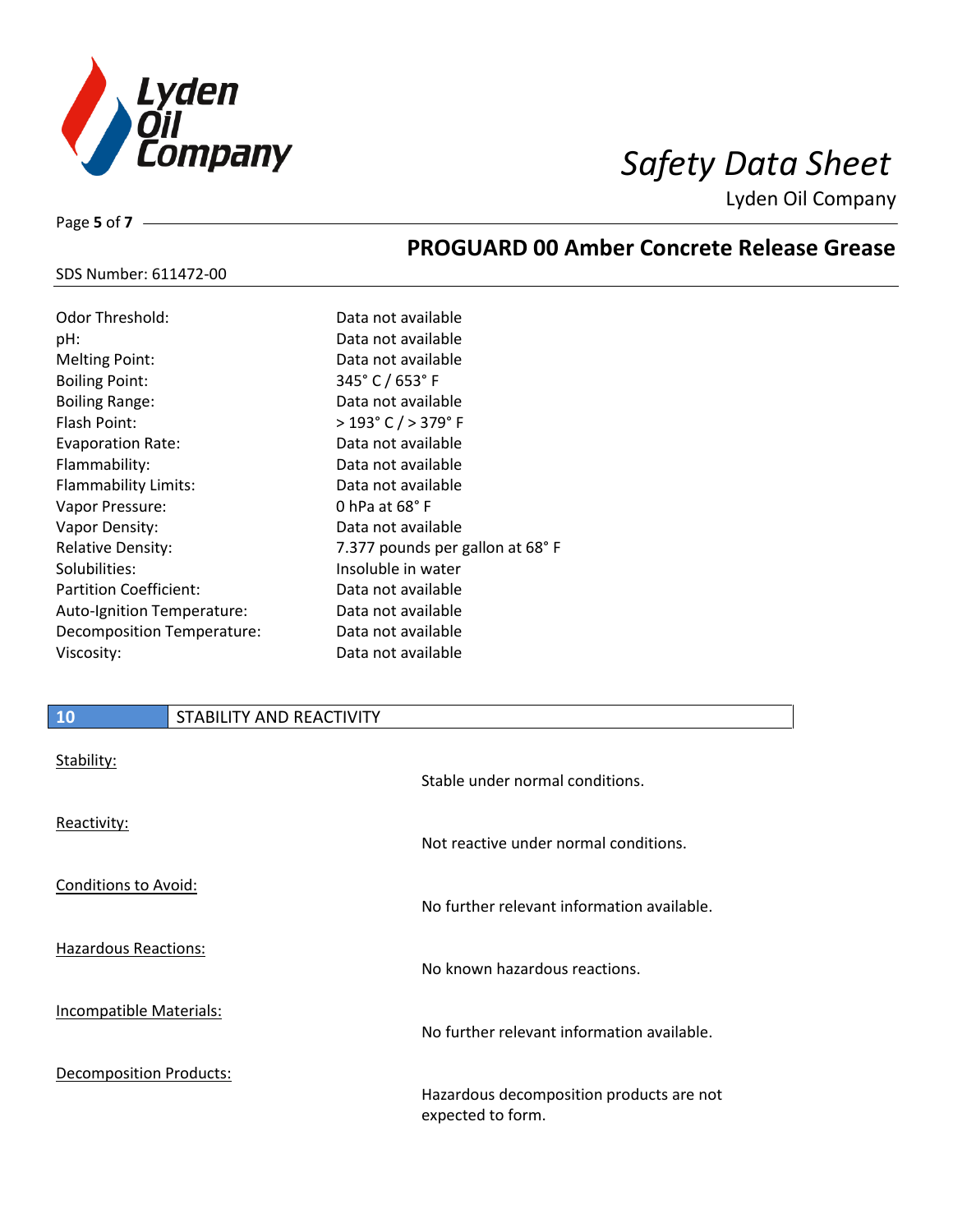| | |
|---|---|
| Odor Threshold: | Data not available |
| pH: | Data not available |
| Melting Point: | Data not available |
| Boiling Point: | 345° C / 653° F |
| Boiling Range: | Data not available |
| Flash Point: | > 193° C / > 379° F |
| Evaporation Rate: | Data not available |
| Flammability: | Data not available |
| Flammability Limits: | Data not available |
| Vapor Pressure: | 0 hPa at 68° F |
| Vapor Density: | Data not available |
| Relative Density: | 7.377 pounds per gallon at 68° F |
| Solubilities: | Insoluble in water |
| Partition Coefficient: | Data not available |
| Auto-Ignition Temperature: | Data not available |
| Decomposition Temperature: | Data not available |
| Viscosity: | Data not available |

## 10 STABILITY AND REACTIVITY

**Stability:**

Stable under normal conditions.

**Reactivity:**

Not reactive under normal conditions.

**Conditions to Avoid:**

No further relevant information available.

**Hazardous Reactions:**

No known hazardous reactions.

**Incompatible Materials:**

No further relevant information available.

**Decomposition Products:**

Hazardous decomposition products are not expected to form.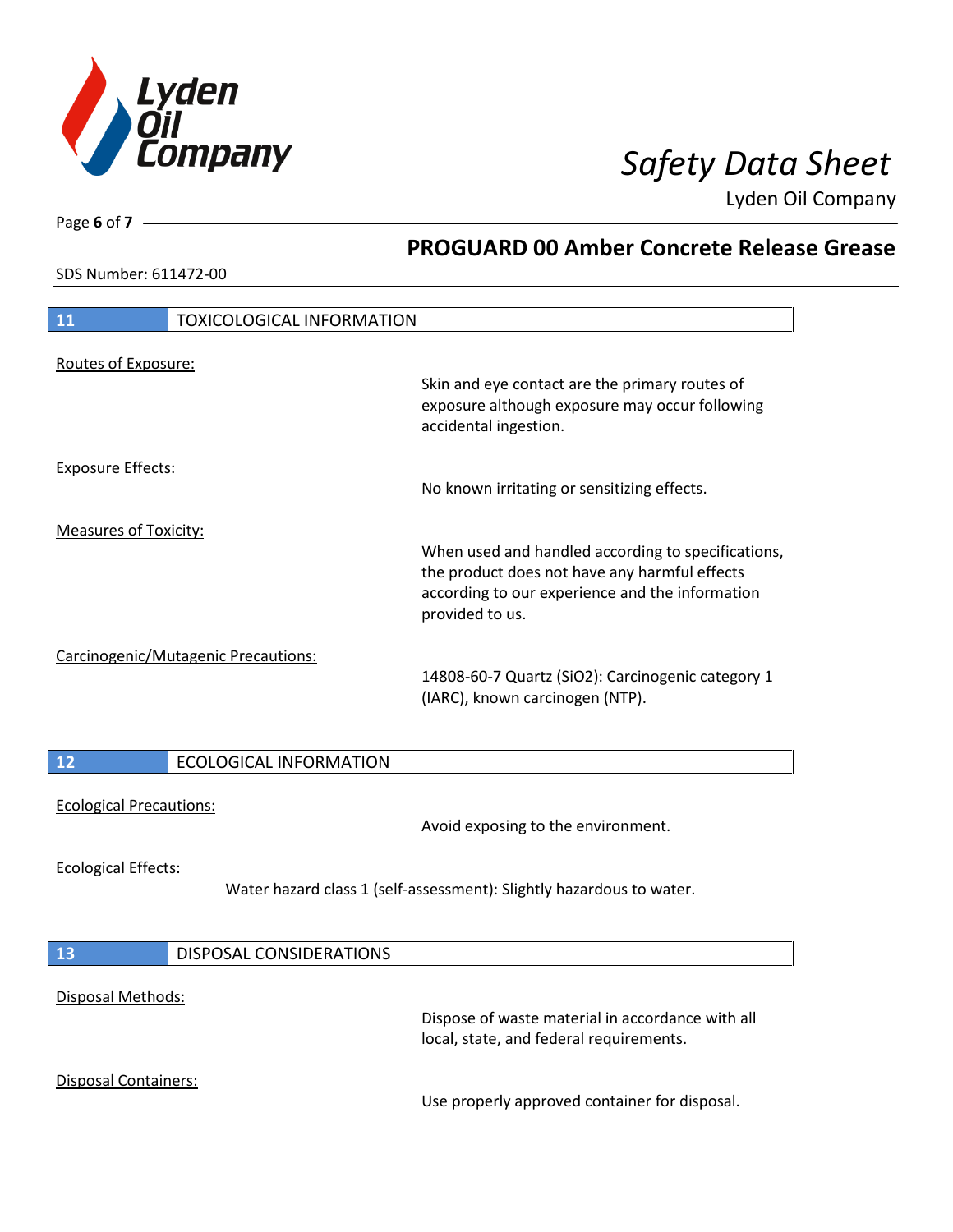## 11 TOXICOLOGICAL INFORMATION

Routes of Exposure:

Skin and eye contact are the primary routes of exposure although exposure may occur following accidental ingestion.

Exposure Effects:

No known irritating or sensitizing effects.

Measures of Toxicity:

When used and handled according to specifications, the product does not have any harmful effects according to our experience and the information provided to us.

Carcinogenic/Mutagenic Precautions:

14808-60-7 Quartz ($SiO_2$): Carcinogenic category 1 (IARC), known carcinogen (NTP).

## 12 ECOLOGICAL INFORMATION

Ecological Precautions:

Avoid exposing to the environment.

Ecological Effects:

Water hazard class 1 (self-assessment): Slightly hazardous to water.

## 13 DISPOSAL CONSIDERATIONS

Disposal Methods:

Dispose of waste material in accordance with all local, state, and federal requirements.

Disposal Containers:

Use properly approved container for disposal.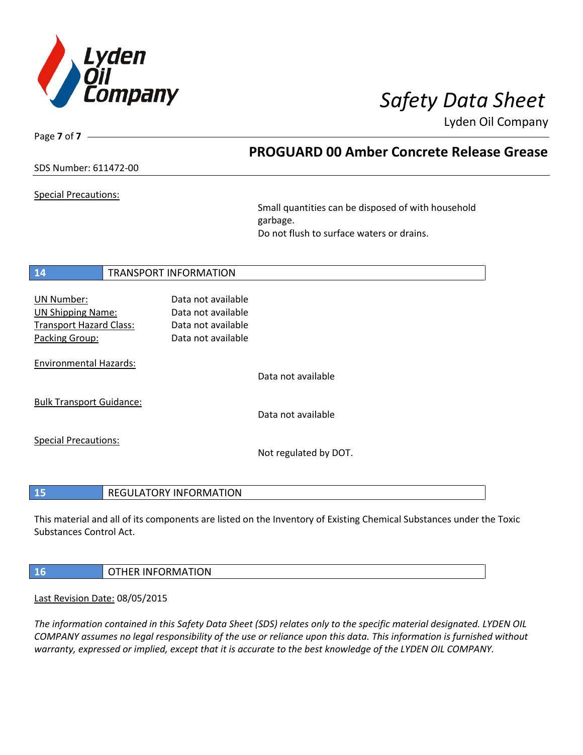Special Precautions:

Small quantities can be disposed of with household garbage.
Do not flush to surface waters or drains.

## 14 TRANSPORT INFORMATION

| | |
|---|---|
| UN Number: | Data not available |
| UN Shipping Name: | Data not available |
| Transport Hazard Class: | Data not available |
| Packing Group: | Data not available |

Environmental Hazards:

Data not available

Bulk Transport Guidance:

Data not available

Special Precautions:

Not regulated by DOT.

## 15 REGULATORY INFORMATION

This material and all of its components are listed on the Inventory of Existing Chemical Substances under the Toxic Substances Control Act.

## 16 OTHER INFORMATION

Last Revision Date: 08/05/2015

*The information contained in this Safety Data Sheet (SDS) relates only to the specific material designated. LYDEN OIL COMPANY assumes no legal responsibility of the use or reliance upon this data. This information is furnished without warranty, expressed or implied, except that it is accurate to the best knowledge of the LYDEN OIL COMPANY.*